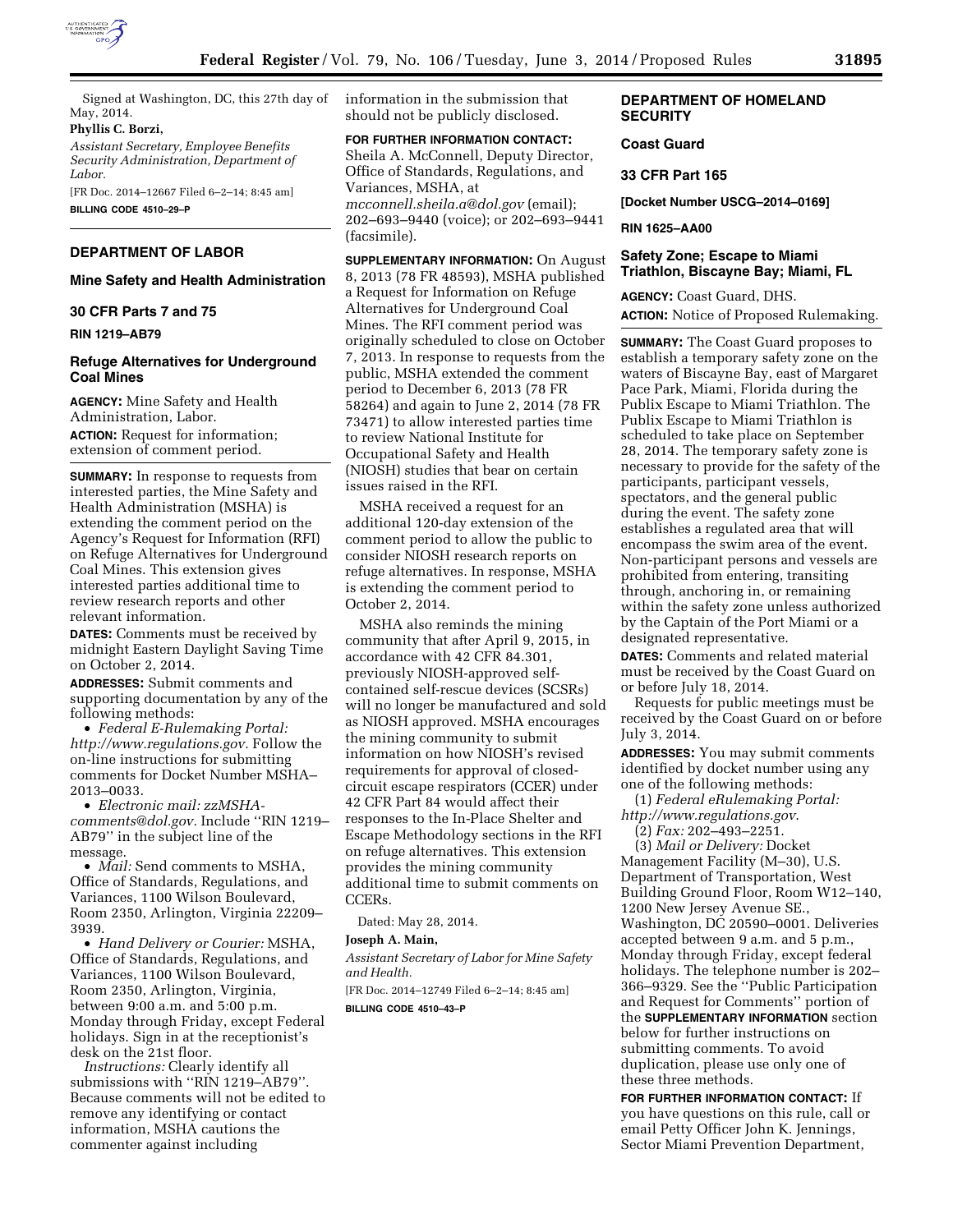Signed at Washington, DC, this 27th day of May, 2014.

**Phyllis C. Borzi,**

*Assistant Secretary, Employee Benefits Security Administration, Department of Labor.*

[FR Doc. 2014–12667 Filed 6–2–14; 8:45 am]

**BILLING CODE 4510–29–P**

## DEPARTMENT OF LABOR

### Mine Safety and Health Administration

### 30 CFR Parts 7 and 75

**RIN 1219–AB79**

### Refuge Alternatives for Underground Coal Mines

**AGENCY:** Mine Safety and Health Administration, Labor.

**ACTION:** Request for information; extension of comment period.

**SUMMARY:** In response to requests from interested parties, the Mine Safety and Health Administration (MSHA) is extending the comment period on the Agency's Request for Information (RFI) on Refuge Alternatives for Underground Coal Mines. This extension gives interested parties additional time to review research reports and other relevant information.

**DATES:** Comments must be received by midnight Eastern Daylight Saving Time on October 2, 2014.

**ADDRESSES:** Submit comments and supporting documentation by any of the following methods:

- *Federal E-Rulemaking Portal: http://www.regulations.gov.* Follow the on-line instructions for submitting comments for Docket Number MSHA–2013–0033.
- *Electronic mail: zzMSHA-comments@dol.gov.* Include ''RIN 1219–AB79'' in the subject line of the message.
- *Mail:* Send comments to MSHA, Office of Standards, Regulations, and Variances, 1100 Wilson Boulevard, Room 2350, Arlington, Virginia 22209–3939.
- *Hand Delivery or Courier:* MSHA, Office of Standards, Regulations, and Variances, 1100 Wilson Boulevard, Room 2350, Arlington, Virginia, between 9:00 a.m. and 5:00 p.m. Monday through Friday, except Federal holidays. Sign in at the receptionist's desk on the 21st floor.

*Instructions:* Clearly identify all submissions with ''RIN 1219–AB79''. Because comments will not be edited to remove any identifying or contact information, MSHA cautions the commenter against including information in the submission that should not be publicly disclosed.

**FOR FURTHER INFORMATION CONTACT:** Sheila A. McConnell, Deputy Director, Office of Standards, Regulations, and Variances, MSHA, at *mcconnell.sheila.a@dol.gov* (email); 202–693–9440 (voice); or 202–693–9441 (facsimile).

**SUPPLEMENTARY INFORMATION:** On August 8, 2013 (78 FR 48593), MSHA published a Request for Information on Refuge Alternatives for Underground Coal Mines. The RFI comment period was originally scheduled to close on October 7, 2013. In response to requests from the public, MSHA extended the comment period to December 6, 2013 (78 FR 58264) and again to June 2, 2014 (78 FR 73471) to allow interested parties time to review National Institute for Occupational Safety and Health (NIOSH) studies that bear on certain issues raised in the RFI.

MSHA received a request for an additional 120-day extension of the comment period to allow the public to consider NIOSH research reports on refuge alternatives. In response, MSHA is extending the comment period to October 2, 2014.

MSHA also reminds the mining community that after April 9, 2015, in accordance with 42 CFR 84.301, previously NIOSH-approved self-contained self-rescue devices (SCSRs) will no longer be manufactured and sold as NIOSH approved. MSHA encourages the mining community to submit information on how NIOSH's revised requirements for approval of closed-circuit escape respirators (CCER) under 42 CFR Part 84 would affect their responses to the In-Place Shelter and Escape Methodology sections in the RFI on refuge alternatives. This extension provides the mining community additional time to submit comments on CCERs.

Dated: May 28, 2014.

**Joseph A. Main,**

*Assistant Secretary of Labor for Mine Safety and Health.*

[FR Doc. 2014–12749 Filed 6–2–14; 8:45 am]

**BILLING CODE 4510–43–P**

## DEPARTMENT OF HOMELAND SECURITY

### Coast Guard

### 33 CFR Part 165

**[Docket Number USCG–2014–0169]**

**RIN 1625–AA00**

### Safety Zone; Escape to Miami Triathlon, Biscayne Bay; Miami, FL

**AGENCY:** Coast Guard, DHS.

**ACTION:** Notice of Proposed Rulemaking.

**SUMMARY:** The Coast Guard proposes to establish a temporary safety zone on the waters of Biscayne Bay, east of Margaret Pace Park, Miami, Florida during the Publix Escape to Miami Triathlon. The Publix Escape to Miami Triathlon is scheduled to take place on September 28, 2014. The temporary safety zone is necessary to provide for the safety of the participants, participant vessels, spectators, and the general public during the event. The safety zone establishes a regulated area that will encompass the swim area of the event. Non-participant persons and vessels are prohibited from entering, transiting through, anchoring in, or remaining within the safety zone unless authorized by the Captain of the Port Miami or a designated representative.

**DATES:** Comments and related material must be received by the Coast Guard on or before July 18, 2014.

Requests for public meetings must be received by the Coast Guard on or before July 3, 2014.

**ADDRESSES:** You may submit comments identified by docket number using any one of the following methods:

(1) *Federal eRulemaking Portal: http://www.regulations.gov*.

(2) *Fax:* 202–493–2251.

(3) *Mail or Delivery:* Docket Management Facility (M–30), U.S. Department of Transportation, West Building Ground Floor, Room W12–140, 1200 New Jersey Avenue SE., Washington, DC 20590–0001. Deliveries accepted between 9 a.m. and 5 p.m., Monday through Friday, except federal holidays. The telephone number is 202–366–9329. See the ''Public Participation and Request for Comments'' portion of the **SUPPLEMENTARY INFORMATION** section below for further instructions on submitting comments. To avoid duplication, please use only one of these three methods.

**FOR FURTHER INFORMATION CONTACT:** If you have questions on this rule, call or email Petty Officer John K. Jennings, Sector Miami Prevention Department,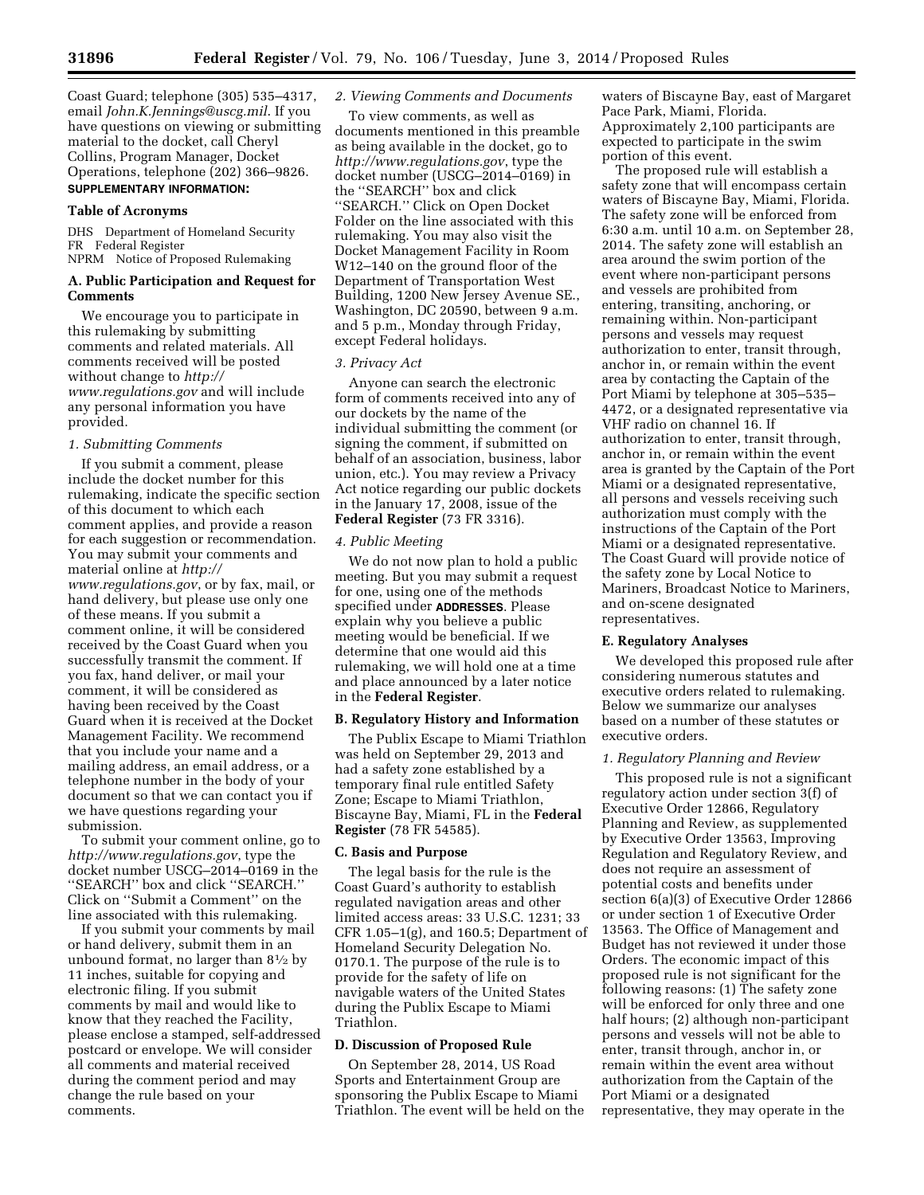Coast Guard; telephone (305) 535–4317, email *John.K.Jennings@uscg.mil*. If you have questions on viewing or submitting material to the docket, call Cheryl Collins, Program Manager, Docket Operations, telephone (202) 366–9826.

**SUPPLEMENTARY INFORMATION:**

### Table of Acronyms

DHS Department of Homeland Security
FR Federal Register
NPRM Notice of Proposed Rulemaking

### A. Public Participation and Request for Comments

We encourage you to participate in this rulemaking by submitting comments and related materials. All comments received will be posted without change to *http://www.regulations.gov* and will include any personal information you have provided.

#### *1. Submitting Comments*

If you submit a comment, please include the docket number for this rulemaking, indicate the specific section of this document to which each comment applies, and provide a reason for each suggestion or recommendation. You may submit your comments and material online at *http://www.regulations.gov*, or by fax, mail, or hand delivery, but please use only one of these means. If you submit a comment online, it will be considered received by the Coast Guard when you successfully transmit the comment. If you fax, hand deliver, or mail your comment, it will be considered as having been received by the Coast Guard when it is received at the Docket Management Facility. We recommend that you include your name and a mailing address, an email address, or a telephone number in the body of your document so that we can contact you if we have questions regarding your submission.

To submit your comment online, go to *http://www.regulations.gov*, type the docket number USCG–2014–0169 in the ''SEARCH'' box and click ''SEARCH.'' Click on ''Submit a Comment'' on the line associated with this rulemaking.

If you submit your comments by mail or hand delivery, submit them in an unbound format, no larger than 8½ by 11 inches, suitable for copying and electronic filing. If you submit comments by mail and would like to know that they reached the Facility, please enclose a stamped, self-addressed postcard or envelope. We will consider all comments and material received during the comment period and may change the rule based on your comments.

#### *2. Viewing Comments and Documents*

To view comments, as well as documents mentioned in this preamble as being available in the docket, go to *http://www.regulations.gov*, type the docket number (USCG–2014–0169) in the ''SEARCH'' box and click ''SEARCH.'' Click on Open Docket Folder on the line associated with this rulemaking. You may also visit the Docket Management Facility in Room W12–140 on the ground floor of the Department of Transportation West Building, 1200 New Jersey Avenue SE., Washington, DC 20590, between 9 a.m. and 5 p.m., Monday through Friday, except Federal holidays.

#### *3. Privacy Act*

Anyone can search the electronic form of comments received into any of our dockets by the name of the individual submitting the comment (or signing the comment, if submitted on behalf of an association, business, labor union, etc.). You may review a Privacy Act notice regarding our public dockets in the January 17, 2008, issue of the **Federal Register** (73 FR 3316).

#### *4. Public Meeting*

We do not now plan to hold a public meeting. But you may submit a request for one, using one of the methods specified under **ADDRESSES**. Please explain why you believe a public meeting would be beneficial. If we determine that one would aid this rulemaking, we will hold one at a time and place announced by a later notice in the **Federal Register**.

### B. Regulatory History and Information

The Publix Escape to Miami Triathlon was held on September 29, 2013 and had a safety zone established by a temporary final rule entitled Safety Zone; Escape to Miami Triathlon, Biscayne Bay, Miami, FL in the **Federal Register** (78 FR 54585).

### C. Basis and Purpose

The legal basis for the rule is the Coast Guard's authority to establish regulated navigation areas and other limited access areas: 33 U.S.C. 1231; 33 CFR 1.05–1(g), and 160.5; Department of Homeland Security Delegation No. 0170.1. The purpose of the rule is to provide for the safety of life on navigable waters of the United States during the Publix Escape to Miami Triathlon.

### D. Discussion of Proposed Rule

On September 28, 2014, US Road Sports and Entertainment Group are sponsoring the Publix Escape to Miami Triathlon. The event will be held on the waters of Biscayne Bay, east of Margaret Pace Park, Miami, Florida. Approximately 2,100 participants are expected to participate in the swim portion of this event.

The proposed rule will establish a safety zone that will encompass certain waters of Biscayne Bay, Miami, Florida. The safety zone will be enforced from 6:30 a.m. until 10 a.m. on September 28, 2014. The safety zone will establish an area around the swim portion of the event where non-participant persons and vessels are prohibited from entering, transiting, anchoring, or remaining within. Non-participant persons and vessels may request authorization to enter, transit through, anchor in, or remain within the event area by contacting the Captain of the Port Miami by telephone at 305–535–4472, or a designated representative via VHF radio on channel 16. If authorization to enter, transit through, anchor in, or remain within the event area is granted by the Captain of the Port Miami or a designated representative, all persons and vessels receiving such authorization must comply with the instructions of the Captain of the Port Miami or a designated representative. The Coast Guard will provide notice of the safety zone by Local Notice to Mariners, Broadcast Notice to Mariners, and on-scene designated representatives.

### E. Regulatory Analyses

We developed this proposed rule after considering numerous statutes and executive orders related to rulemaking. Below we summarize our analyses based on a number of these statutes or executive orders.

#### *1. Regulatory Planning and Review*

This proposed rule is not a significant regulatory action under section 3(f) of Executive Order 12866, Regulatory Planning and Review, as supplemented by Executive Order 13563, Improving Regulation and Regulatory Review, and does not require an assessment of potential costs and benefits under section 6(a)(3) of Executive Order 12866 or under section 1 of Executive Order 13563. The Office of Management and Budget has not reviewed it under those Orders. The economic impact of this proposed rule is not significant for the following reasons: (1) The safety zone will be enforced for only three and one half hours; (2) although non-participant persons and vessels will not be able to enter, transit through, anchor in, or remain within the event area without authorization from the Captain of the Port Miami or a designated representative, they may operate in the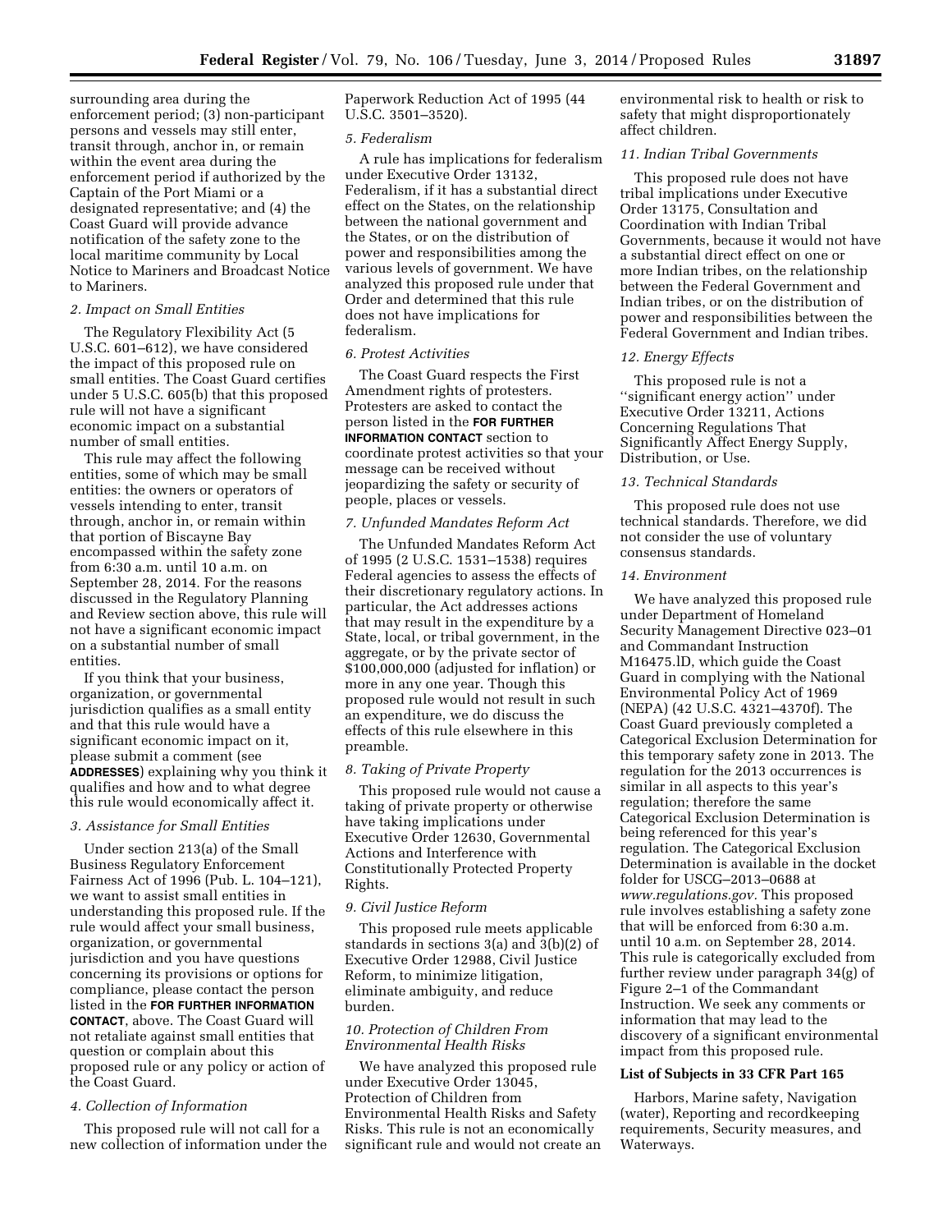surrounding area during the enforcement period; (3) non-participant persons and vessels may still enter, transit through, anchor in, or remain within the event area during the enforcement period if authorized by the Captain of the Port Miami or a designated representative; and (4) the Coast Guard will provide advance notification of the safety zone to the local maritime community by Local Notice to Mariners and Broadcast Notice to Mariners.

*2. Impact on Small Entities*

The Regulatory Flexibility Act (5 U.S.C. 601–612), we have considered the impact of this proposed rule on small entities. The Coast Guard certifies under 5 U.S.C. 605(b) that this proposed rule will not have a significant economic impact on a substantial number of small entities.

This rule may affect the following entities, some of which may be small entities: the owners or operators of vessels intending to enter, transit through, anchor in, or remain within that portion of Biscayne Bay encompassed within the safety zone from 6:30 a.m. until 10 a.m. on September 28, 2014. For the reasons discussed in the Regulatory Planning and Review section above, this rule will not have a significant economic impact on a substantial number of small entities.

If you think that your business, organization, or governmental jurisdiction qualifies as a small entity and that this rule would have a significant economic impact on it, please submit a comment (see **ADDRESSES**) explaining why you think it qualifies and how and to what degree this rule would economically affect it.

*3. Assistance for Small Entities*

Under section 213(a) of the Small Business Regulatory Enforcement Fairness Act of 1996 (Pub. L. 104–121), we want to assist small entities in understanding this proposed rule. If the rule would affect your small business, organization, or governmental jurisdiction and you have questions concerning its provisions or options for compliance, please contact the person listed in the **FOR FURTHER INFORMATION CONTACT**, above. The Coast Guard will not retaliate against small entities that question or complain about this proposed rule or any policy or action of the Coast Guard.

*4. Collection of Information*

This proposed rule will not call for a new collection of information under the Paperwork Reduction Act of 1995 (44 U.S.C. 3501–3520).

*5. Federalism*

A rule has implications for federalism under Executive Order 13132, Federalism, if it has a substantial direct effect on the States, on the relationship between the national government and the States, or on the distribution of power and responsibilities among the various levels of government. We have analyzed this proposed rule under that Order and determined that this rule does not have implications for federalism.

*6. Protest Activities*

The Coast Guard respects the First Amendment rights of protesters. Protesters are asked to contact the person listed in the **FOR FURTHER INFORMATION CONTACT** section to coordinate protest activities so that your message can be received without jeopardizing the safety or security of people, places or vessels.

*7. Unfunded Mandates Reform Act*

The Unfunded Mandates Reform Act of 1995 (2 U.S.C. 1531–1538) requires Federal agencies to assess the effects of their discretionary regulatory actions. In particular, the Act addresses actions that may result in the expenditure by a State, local, or tribal government, in the aggregate, or by the private sector of $100,000,000 (adjusted for inflation) or more in any one year. Though this proposed rule would not result in such an expenditure, we do discuss the effects of this rule elsewhere in this preamble.

*8. Taking of Private Property*

This proposed rule would not cause a taking of private property or otherwise have taking implications under Executive Order 12630, Governmental Actions and Interference with Constitutionally Protected Property Rights.

*9. Civil Justice Reform*

This proposed rule meets applicable standards in sections 3(a) and 3(b)(2) of Executive Order 12988, Civil Justice Reform, to minimize litigation, eliminate ambiguity, and reduce burden.

*10. Protection of Children From Environmental Health Risks*

We have analyzed this proposed rule under Executive Order 13045, Protection of Children from Environmental Health Risks and Safety Risks. This rule is not an economically significant rule and would not create an environmental risk to health or risk to safety that might disproportionately affect children.

*11. Indian Tribal Governments*

This proposed rule does not have tribal implications under Executive Order 13175, Consultation and Coordination with Indian Tribal Governments, because it would not have a substantial direct effect on one or more Indian tribes, on the relationship between the Federal Government and Indian tribes, or on the distribution of power and responsibilities between the Federal Government and Indian tribes.

*12. Energy Effects*

This proposed rule is not a "significant energy action" under Executive Order 13211, Actions Concerning Regulations That Significantly Affect Energy Supply, Distribution, or Use.

*13. Technical Standards*

This proposed rule does not use technical standards. Therefore, we did not consider the use of voluntary consensus standards.

*14. Environment*

We have analyzed this proposed rule under Department of Homeland Security Management Directive 023–01 and Commandant Instruction M16475.lD, which guide the Coast Guard in complying with the National Environmental Policy Act of 1969 (NEPA) (42 U.S.C. 4321–4370f). The Coast Guard previously completed a Categorical Exclusion Determination for this temporary safety zone in 2013. The regulation for the 2013 occurrences is similar in all aspects to this year's regulation; therefore the same Categorical Exclusion Determination is being referenced for this year's regulation. The Categorical Exclusion Determination is available in the docket folder for USCG–2013–0688 at *www.regulations.gov*. This proposed rule involves establishing a safety zone that will be enforced from 6:30 a.m. until 10 a.m. on September 28, 2014. This rule is categorically excluded from further review under paragraph 34(g) of Figure 2–1 of the Commandant Instruction. We seek any comments or information that may lead to the discovery of a significant environmental impact from this proposed rule.

**List of Subjects in 33 CFR Part 165**

Harbors, Marine safety, Navigation (water), Reporting and recordkeeping requirements, Security measures, and Waterways.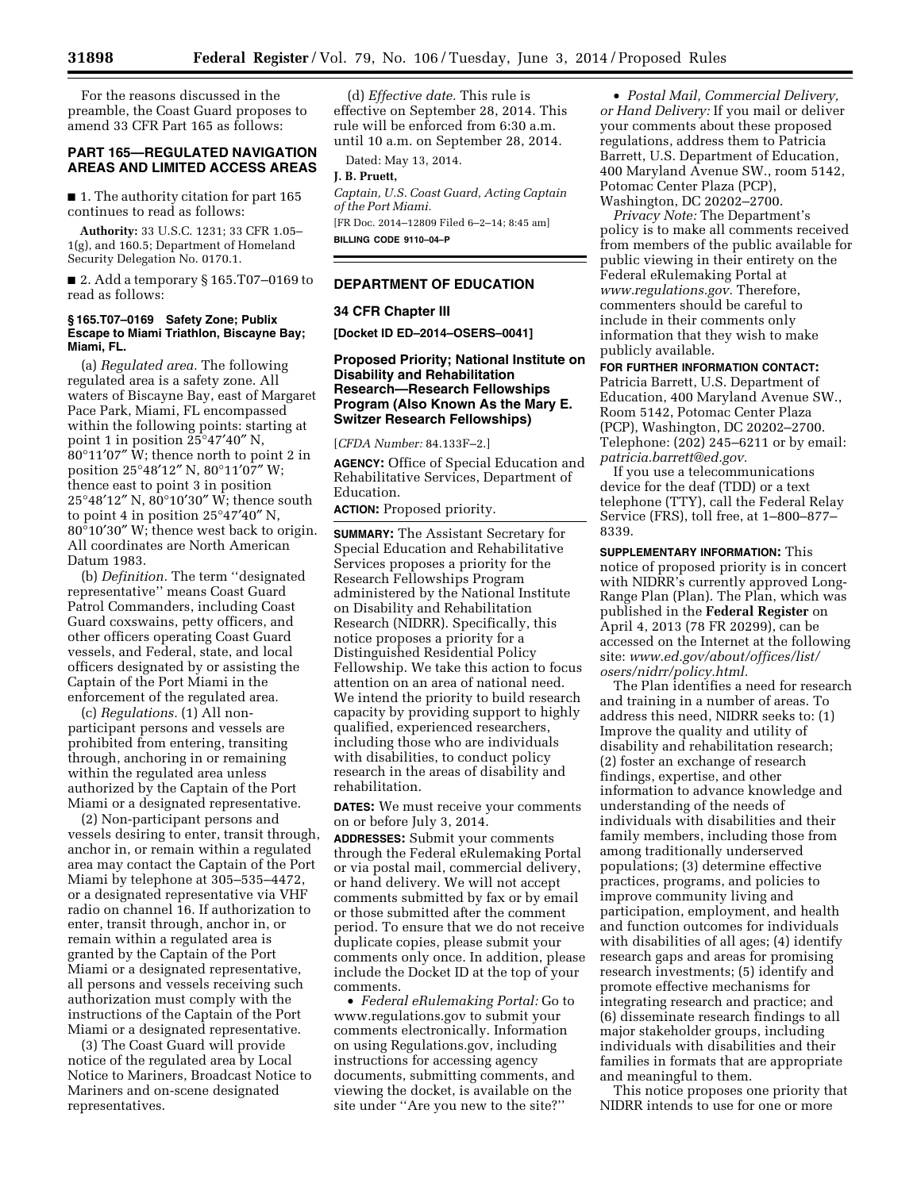For the reasons discussed in the preamble, the Coast Guard proposes to amend 33 CFR Part 165 as follows:

## PART 165—REGULATED NAVIGATION AREAS AND LIMITED ACCESS AREAS

■ 1. The authority citation for part 165 continues to read as follows:

**Authority:** 33 U.S.C. 1231; 33 CFR 1.05–1(g), and 160.5; Department of Homeland Security Delegation No. 0170.1.

■ 2. Add a temporary § 165.T07–0169 to read as follows:

### § 165.T07–0169 Safety Zone; Publix Escape to Miami Triathlon, Biscayne Bay; Miami, FL.

(a) *Regulated area.* The following regulated area is a safety zone. All waters of Biscayne Bay, east of Margaret Pace Park, Miami, FL encompassed within the following points: starting at point 1 in position 25°47′40″ N, 80°11′07″ W; thence north to point 2 in position 25°48′12″ N, 80°11′07″ W; thence east to point 3 in position 25°48′12″ N, 80°10′30″ W; thence south to point 4 in position 25°47′40″ N, 80°10′30″ W; thence west back to origin. All coordinates are North American Datum 1983.

(b) *Definition.* The term ''designated representative'' means Coast Guard Patrol Commanders, including Coast Guard coxswains, petty officers, and other officers operating Coast Guard vessels, and Federal, state, and local officers designated by or assisting the Captain of the Port Miami in the enforcement of the regulated area.

(c) *Regulations.* (1) All non-participant persons and vessels are prohibited from entering, transiting through, anchoring in or remaining within the regulated area unless authorized by the Captain of the Port Miami or a designated representative.

(2) Non-participant persons and vessels desiring to enter, transit through, anchor in, or remain within a regulated area may contact the Captain of the Port Miami by telephone at 305–535–4472, or a designated representative via VHF radio on channel 16. If authorization to enter, transit through, anchor in, or remain within a regulated area is granted by the Captain of the Port Miami or a designated representative, all persons and vessels receiving such authorization must comply with the instructions of the Captain of the Port Miami or a designated representative.

(3) The Coast Guard will provide notice of the regulated area by Local Notice to Mariners, Broadcast Notice to Mariners and on-scene designated representatives.

(d) *Effective date.* This rule is effective on September 28, 2014. This rule will be enforced from 6:30 a.m. until 10 a.m. on September 28, 2014.

Dated: May 13, 2014.

**J. B. Pruett,**

*Captain, U.S. Coast Guard, Acting Captain of the Port Miami.*

[FR Doc. 2014–12809 Filed 6–2–14; 8:45 am]

**BILLING CODE 9110–04–P**

## DEPARTMENT OF EDUCATION

### 34 CFR Chapter III

**[Docket ID ED–2014–OSERS–0041]**

### Proposed Priority; National Institute on Disability and Rehabilitation Research—Research Fellowships Program (Also Known As the Mary E. Switzer Research Fellowships)

[*CFDA Number:* 84.133F–2.]

**AGENCY:** Office of Special Education and Rehabilitative Services, Department of Education.

**ACTION:** Proposed priority.

**SUMMARY:** The Assistant Secretary for Special Education and Rehabilitative Services proposes a priority for the Research Fellowships Program administered by the National Institute on Disability and Rehabilitation Research (NIDRR). Specifically, this notice proposes a priority for a Distinguished Residential Policy Fellowship. We take this action to focus attention on an area of national need. We intend the priority to build research capacity by providing support to highly qualified, experienced researchers, including those who are individuals with disabilities, to conduct policy research in the areas of disability and rehabilitation.

**DATES:** We must receive your comments on or before July 3, 2014.

**ADDRESSES:** Submit your comments through the Federal eRulemaking Portal or via postal mail, commercial delivery, or hand delivery. We will not accept comments submitted by fax or by email or those submitted after the comment period. To ensure that we do not receive duplicate copies, please submit your comments only once. In addition, please include the Docket ID at the top of your comments.

• *Federal eRulemaking Portal:* Go to www.regulations.gov to submit your comments electronically. Information on using Regulations.gov, including instructions for accessing agency documents, submitting comments, and viewing the docket, is available on the site under ''Are you new to the site?''

• *Postal Mail, Commercial Delivery, or Hand Delivery:* If you mail or deliver your comments about these proposed regulations, address them to Patricia Barrett, U.S. Department of Education, 400 Maryland Avenue SW., room 5142, Potomac Center Plaza (PCP), Washington, DC 20202–2700.

*Privacy Note:* The Department's policy is to make all comments received from members of the public available for public viewing in their entirety on the Federal eRulemaking Portal at *www.regulations.gov.* Therefore, commenters should be careful to include in their comments only information that they wish to make publicly available.

**FOR FURTHER INFORMATION CONTACT:** Patricia Barrett, U.S. Department of Education, 400 Maryland Avenue SW., Room 5142, Potomac Center Plaza (PCP), Washington, DC 20202–2700. Telephone: (202) 245–6211 or by email: *patricia.barrett@ed.gov.*

If you use a telecommunications device for the deaf (TDD) or a text telephone (TTY), call the Federal Relay Service (FRS), toll free, at 1–800–877–8339.

**SUPPLEMENTARY INFORMATION:** This notice of proposed priority is in concert with NIDRR's currently approved Long-Range Plan (Plan). The Plan, which was published in the **Federal Register** on April 4, 2013 (78 FR 20299), can be accessed on the Internet at the following site: *www.ed.gov/about/offices/list/osers/nidrr/policy.html.*

The Plan identifies a need for research and training in a number of areas. To address this need, NIDRR seeks to: (1) Improve the quality and utility of disability and rehabilitation research; (2) foster an exchange of research findings, expertise, and other information to advance knowledge and understanding of the needs of individuals with disabilities and their family members, including those from among traditionally underserved populations; (3) determine effective practices, programs, and policies to improve community living and participation, employment, and health and function outcomes for individuals with disabilities of all ages; (4) identify research gaps and areas for promising research investments; (5) identify and promote effective mechanisms for integrating research and practice; and (6) disseminate research findings to all major stakeholder groups, including individuals with disabilities and their families in formats that are appropriate and meaningful to them.

This notice proposes one priority that NIDRR intends to use for one or more